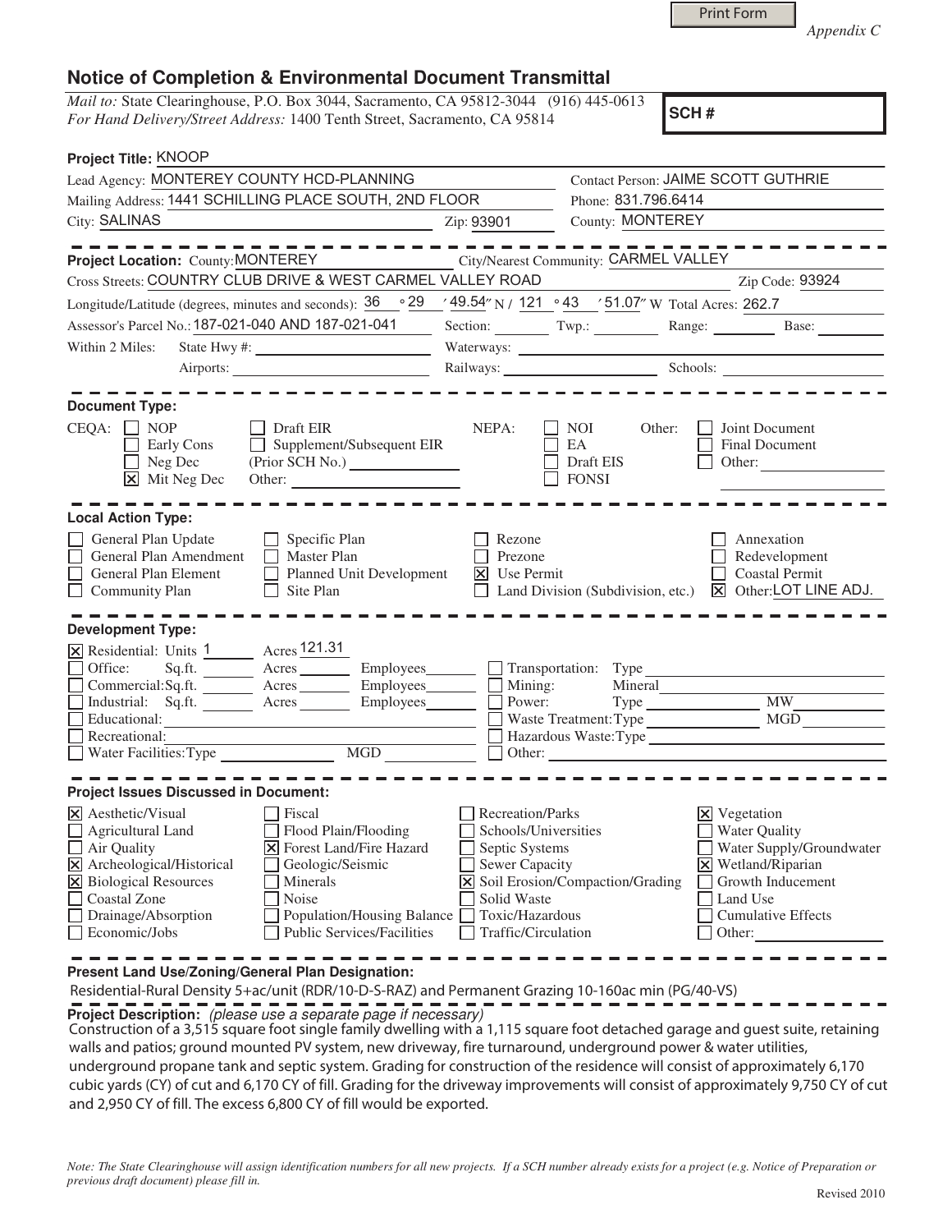Print Form

*Appendix C*

# Notice of Completion & Environmental Document Transmittal

*Mail to:* State Clearinghouse, P.O. Box 3044, Sacramento, CA 95812-3044 (916) 445-0613
*For Hand Delivery/Street Address:* 1400 Tenth Street, Sacramento, CA 95814

**SCH #**

**Project Title:** KNOOP

Lead Agency: MONTEREY COUNTY HCD-PLANNING
Contact Person: JAIME SCOTT GUTHRIE
Mailing Address: 1441 SCHILLING PLACE SOUTH, 2ND FLOOR
Phone: 831.796.6414
City: SALINAS
Zip: 93901
County: MONTEREY

**Project Location:** County: MONTEREY
City/Nearest Community: CARMEL VALLEY
Cross Streets: COUNTRY CLUB DRIVE & WEST CARMEL VALLEY ROAD
Zip Code: 93924
Longitude/Latitude (degrees, minutes and seconds): 36 ° 29 ′ 49.54″ N / 121 ° 43 ′ 51.07″ W Total Acres: 262.7
Assessor's Parcel No.: 187-021-040 AND 187-021-041
Section: ____ Twp.: ____ Range: ____ Base: ____
Within 2 Miles: State Hwy #: ____ Waterways: ____
Airports: ____ Railways: ____ Schools: ____

**Document Type:**

CEQA:
- [ ] NOP
- [ ] Early Cons
- [ ] Neg Dec
- [x] Mit Neg Dec
- [ ] Draft EIR
- [ ] Supplement/Subsequent EIR (Prior SCH No.) ____
- Other: ____

NEPA:
- [ ] NOI
- [ ] EA
- [ ] Draft EIS
- [ ] FONSI

Other:
- [ ] Joint Document
- [ ] Final Document
- [ ] Other: ____

**Local Action Type:**

- [ ] General Plan Update
- [ ] General Plan Amendment
- [ ] General Plan Element
- [ ] Community Plan
- [ ] Specific Plan
- [ ] Master Plan
- [ ] Planned Unit Development
- [ ] Site Plan
- [ ] Rezone
- [ ] Prezone
- [x] Use Permit
- [ ] Land Division (Subdivision, etc.)
- [ ] Annexation
- [ ] Redevelopment
- [ ] Coastal Permit
- [x] Other: LOT LINE ADJ.

**Development Type:**

- [x] Residential: Units 1 Acres 121.31
- [ ] Office: Sq.ft. ____ Acres ____ Employees ____
- [ ] Commercial: Sq.ft. ____ Acres ____ Employees ____
- [ ] Industrial: Sq.ft. ____ Acres ____ Employees ____
- [ ] Educational: ____
- [ ] Recreational: ____
- [ ] Water Facilities: Type ____ MGD ____
- [ ] Transportation: Type ____
- [ ] Mining: Mineral ____
- [ ] Power: Type ____ MW ____
- [ ] Waste Treatment: Type ____ MGD ____
- [ ] Hazardous Waste: Type ____
- [ ] Other: ____

**Project Issues Discussed in Document:**

- [x] Aesthetic/Visual
- [ ] Agricultural Land
- [ ] Air Quality
- [x] Archeological/Historical
- [x] Biological Resources
- [ ] Coastal Zone
- [ ] Drainage/Absorption
- [ ] Economic/Jobs
- [ ] Fiscal
- [ ] Flood Plain/Flooding
- [x] Forest Land/Fire Hazard
- [ ] Geologic/Seismic
- [ ] Minerals
- [ ] Noise
- [ ] Population/Housing Balance
- [ ] Public Services/Facilities
- [ ] Recreation/Parks
- [ ] Schools/Universities
- [ ] Septic Systems
- [ ] Sewer Capacity
- [x] Soil Erosion/Compaction/Grading
- [ ] Solid Waste
- [ ] Toxic/Hazardous
- [ ] Traffic/Circulation
- [x] Vegetation
- [ ] Water Quality
- [ ] Water Supply/Groundwater
- [x] Wetland/Riparian
- [ ] Growth Inducement
- [ ] Land Use
- [ ] Cumulative Effects
- [ ] Other: ____

**Present Land Use/Zoning/General Plan Designation:**

Residential-Rural Density 5+ac/unit (RDR/10-D-S-RAZ) and Permanent Grazing 10-160ac min (PG/40-VS)

**Project Description:** *(please use a separate page if necessary)*

Construction of a 3,515 square foot single family dwelling with a 1,115 square foot detached garage and guest suite, retaining walls and patios; ground mounted PV system, new driveway, fire turnaround, underground power & water utilities, underground propane tank and septic system. Grading for construction of the residence will consist of approximately 6,170 cubic yards (CY) of cut and 6,170 CY of fill. Grading for the driveway improvements will consist of approximately 9,750 CY of cut and 2,950 CY of fill. The excess 6,800 CY of fill would be exported.

*Note: The State Clearinghouse will assign identification numbers for all new projects. If a SCH number already exists for a project (e.g. Notice of Preparation or previous draft document) please fill in.*

Revised 2010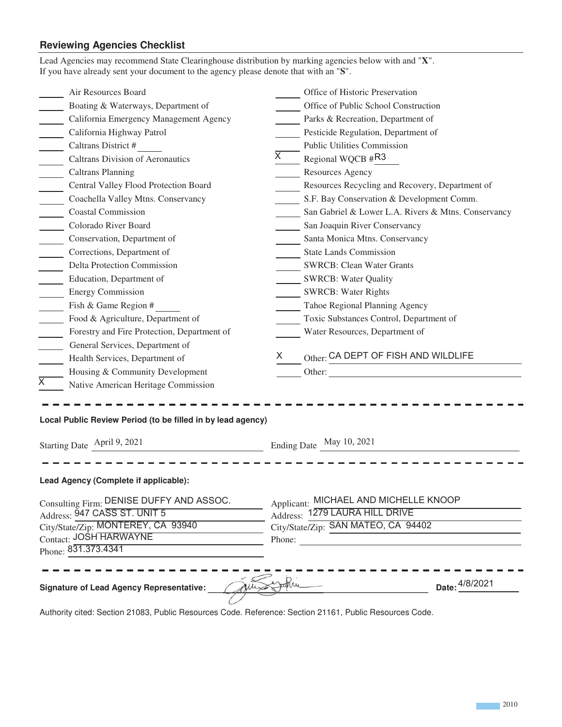## Reviewing Agencies Checklist

Lead Agencies may recommend State Clearinghouse distribution by marking agencies below with and "**X**".
If you have already sent your document to the agency please denote that with an "**S**".

| | | | |
|---|---|---|---|
| | Air Resources Board | | Office of Historic Preservation |
| | Boating & Waterways, Department of | | Office of Public School Construction |
| | California Emergency Management Agency | | Parks & Recreation, Department of |
| | California Highway Patrol | | Pesticide Regulation, Department of |
| | Caltrans District # ____ | | Public Utilities Commission |
| | Caltrans Division of Aeronautics | X | Regional WQCB # R3 |
| | Caltrans Planning | | Resources Agency |
| | Central Valley Flood Protection Board | | Resources Recycling and Recovery, Department of |
| | Coachella Valley Mtns. Conservancy | | S.F. Bay Conservation & Development Comm. |
| | Coastal Commission | | San Gabriel & Lower L.A. Rivers & Mtns. Conservancy |
| | Colorado River Board | | San Joaquin River Conservancy |
| | Conservation, Department of | | Santa Monica Mtns. Conservancy |
| | Corrections, Department of | | State Lands Commission |
| | Delta Protection Commission | | SWRCB: Clean Water Grants |
| | Education, Department of | | SWRCB: Water Quality |
| | Energy Commission | | SWRCB: Water Rights |
| | Fish & Game Region # ____ | | Tahoe Regional Planning Agency |
| | Food & Agriculture, Department of | | Toxic Substances Control, Department of |
| | Forestry and Fire Protection, Department of | | Water Resources, Department of |
| | General Services, Department of | | |
| | Health Services, Department of | X | Other: CA DEPT OF FISH AND WILDLIFE |
| | Housing & Community Development | | Other: |
| X | Native American Heritage Commission | | |

---

**Local Public Review Period (to be filled in by lead agency)**

Starting Date April 9, 2021 Ending Date May 10, 2021

---

**Lead Agency (Complete if applicable):**

Consulting Firm: DENISE DUFFY AND ASSOC.
Address: 947 CASS ST. UNIT 5
City/State/Zip: MONTEREY, CA 93940
Contact: JOSH HARWAYNE
Phone: 831.373.4341

Applicant: MICHAEL AND MICHELLE KNOOP
Address: 1279 LAURA HILL DRIVE
City/State/Zip: SAN MATEO, CA 94402
Phone:

---

**Signature of Lead Agency Representative:** ____________ **Date:** 4/8/2021

Authority cited: Section 21083, Public Resources Code. Reference: Section 21161, Public Resources Code.